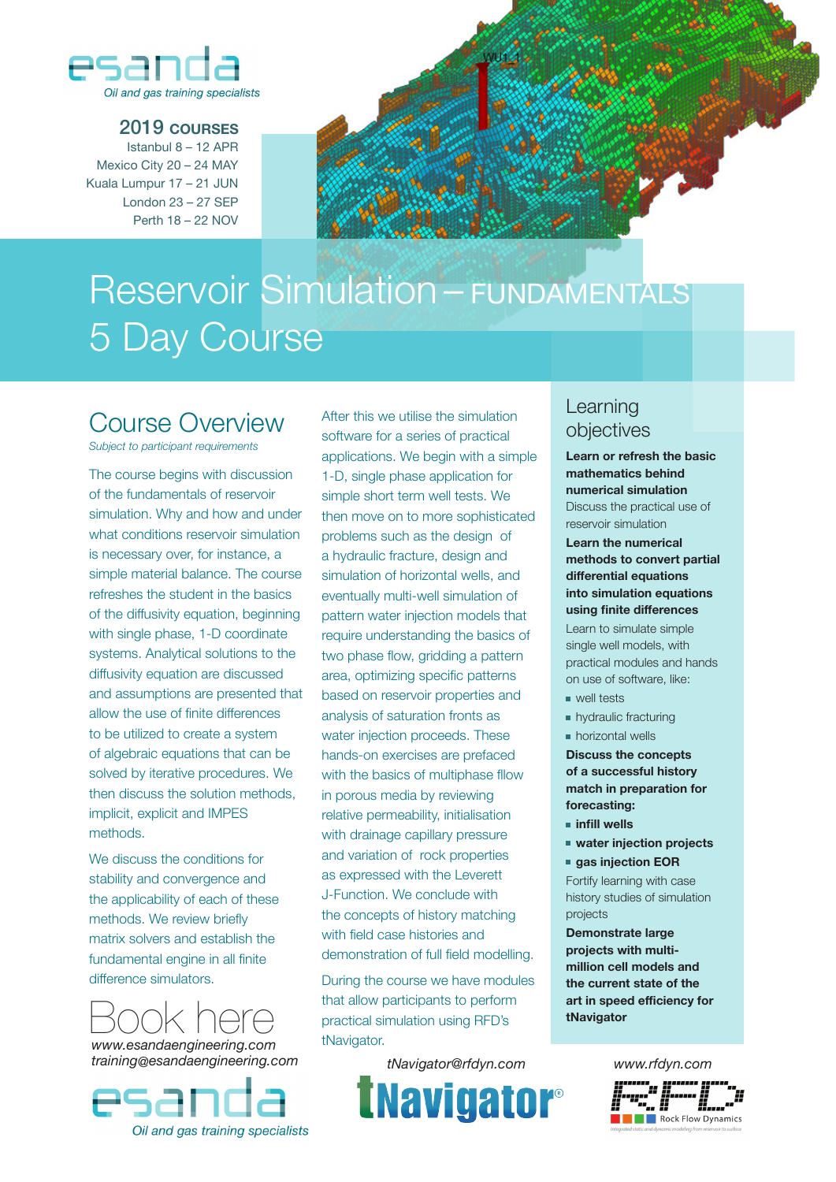esanda

*Oil and gas training specialists*

**2019 COURSES**

Istanbul 8 – 12 APR
Mexico City 20 – 24 MAY
Kuala Lumpur 17 – 21 JUN
London 23 – 27 SEP
Perth 18 – 22 NOV

# Reservoir Simulation – FUNDAMENTALS 5 Day Course

## Course Overview

*Subject to participant requirements*

The course begins with discussion of the fundamentals of reservoir simulation. Why and how and under what conditions reservoir simulation is necessary over, for instance, a simple material balance. The course refreshes the student in the basics of the diffusivity equation, beginning with single phase, 1-D coordinate systems. Analytical solutions to the diffusivity equation are discussed and assumptions are presented that allow the use of finite differences to be utilized to create a system of algebraic equations that can be solved by iterative procedures. We then discuss the solution methods, implicit, explicit and IMPES methods.

We discuss the conditions for stability and convergence and the applicability of each of these methods. We review briefly matrix solvers and establish the fundamental engine in all finite difference simulators.

After this we utilise the simulation software for a series of practical applications. We begin with a simple 1-D, single phase application for simple short term well tests. We then move on to more sophisticated problems such as the design of a hydraulic fracture, design and simulation of horizontal wells, and eventually multi-well simulation of pattern water injection models that require understanding the basics of two phase flow, gridding a pattern area, optimizing specific patterns based on reservoir properties and analysis of saturation fronts as water injection proceeds. These hands-on exercises are prefaced with the basics of multiphase fllow in porous media by reviewing relative permeability, initialisation with drainage capillary pressure and variation of rock properties as expressed with the Leverett J-Function. We conclude with the concepts of history matching with field case histories and demonstration of full field modelling.

During the course we have modules that allow participants to perform practical simulation using RFD's tNavigator.

## Learning objectives

**Learn or refresh the basic mathematics behind numerical simulation**

Discuss the practical use of reservoir simulation

**Learn the numerical methods to convert partial differential equations into simulation equations using finite differences**

Learn to simulate simple single well models, with practical modules and hands on use of software, like:

- well tests
- hydraulic fracturing
- horizontal wells

**Discuss the concepts of a successful history match in preparation for forecasting:**

- **infill wells**
- **water injection projects**
- **gas injection EOR**

Fortify learning with case history studies of simulation projects

**Demonstrate large projects with multi-million cell models and the current state of the art in speed efficiency for tNavigator**

# Book here

*www.esandaengineering.com*
*training@esandaengineering.com*

esanda

*Oil and gas training specialists*

*tNavigator@rfdyn.com*

tNavigator®

*www.rfdyn.com*

RFD Rock Flow Dynamics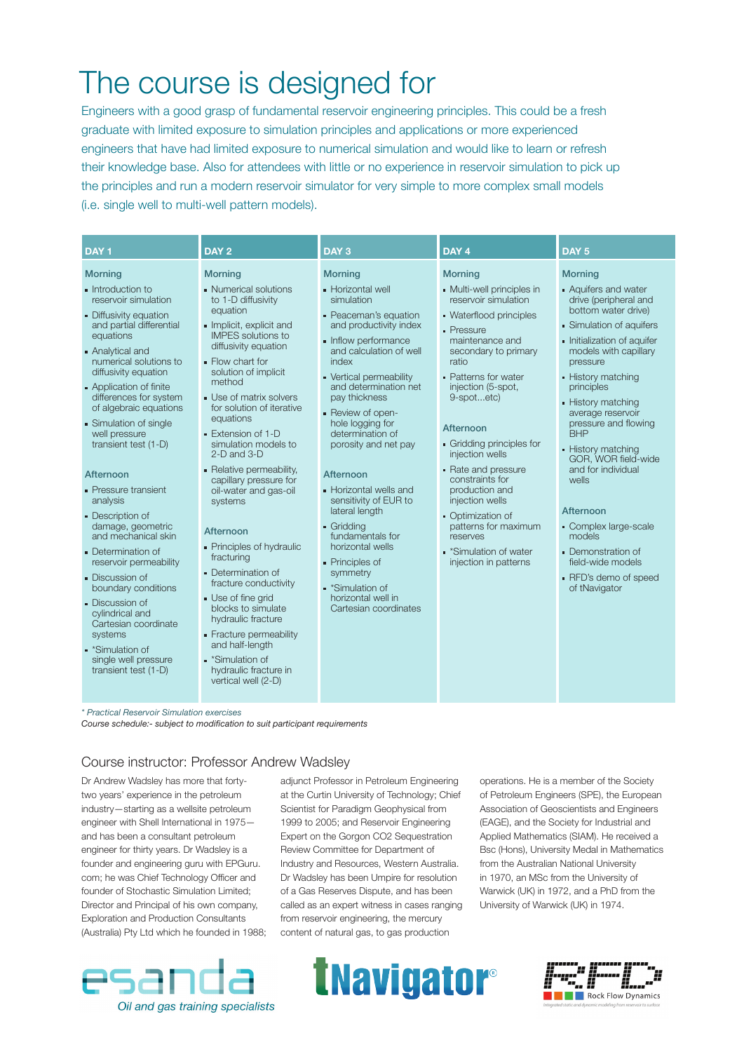# The course is designed for

Engineers with a good grasp of fundamental reservoir engineering principles. This could be a fresh graduate with limited exposure to simulation principles and applications or more experienced engineers that have had limited exposure to numerical simulation and would like to learn or refresh their knowledge base. Also for attendees with little or no experience in reservoir simulation to pick up the principles and run a modern reservoir simulator for very simple to more complex small models (i.e. single well to multi-well pattern models).

## DAY 1

### Morning

- Introduction to reservoir simulation
- Diffusivity equation and partial differential equations
- Analytical and numerical solutions to diffusivity equation
- Application of finite differences for system of algebraic equations
- Simulation of single well pressure transient test (1-D)

### Afternoon

- Pressure transient analysis
- Description of damage, geometric and mechanical skin
- Determination of reservoir permeability
- Discussion of boundary conditions
- Discussion of cylindrical and Cartesian coordinate systems
- *Simulation of single well pressure transient test (1-D)

## DAY 2

### Morning

- Numerical solutions to 1-D diffusivity equation
- Implicit, explicit and IMPES solutions to diffusivity equation
- Flow chart for solution of implicit method
- Use of matrix solvers for solution of iterative equations
- Extension of 1-D simulation models to 2-D and 3-D
- Relative permeability, capillary pressure for oil-water and gas-oil systems

### Afternoon

- Principles of hydraulic fracturing
- Determination of fracture conductivity
- Use of fine grid blocks to simulate hydraulic fracture
- Fracture permeability and half-length
- *Simulation of hydraulic fracture in vertical well (2-D)

## DAY 3

### Morning

- Horizontal well simulation
- Peaceman's equation and productivity index
- Inflow performance and calculation of well index
- Vertical permeability and determination net pay thickness
- Review of open-hole logging for determination of porosity and net pay

### Afternoon

- Horizontal wells and sensitivity of EUR to lateral length
- Gridding fundamentals for horizontal wells
- Principles of symmetry
- *Simulation of horizontal well in Cartesian coordinates

## DAY 4

### Morning

- Multi-well principles in reservoir simulation
- Waterflood principles
- Pressure maintenance and secondary to primary ratio
- Patterns for water injection (5-spot, 9-spot...etc)

### Afternoon

- Gridding principles for injection wells
- Rate and pressure constraints for production and injection wells
- Optimization of patterns for maximum reserves
- *Simulation of water injection in patterns

## DAY 5

### Morning

- Aquifers and water drive (peripheral and bottom water drive)
- Simulation of aquifers
- Initialization of aquifer models with capillary pressure
- History matching principles
- History matching average reservoir pressure and flowing BHP
- History matching GOR, WOR field-wide and for individual wells

### Afternoon

- Complex large-scale models
- Demonstration of field-wide models
- RFD's demo of speed of tNavigator

*\* Practical Reservoir Simulation exercises*

*Course schedule:- subject to modification to suit participant requirements*

## Course instructor: Professor Andrew Wadsley

Dr Andrew Wadsley has more that forty-two years' experience in the petroleum industry—starting as a wellsite petroleum engineer with Shell International in 1975—and has been a consultant petroleum engineer for thirty years. Dr Wadsley is a founder and engineering guru with EPGuru.com; he was Chief Technology Officer and founder of Stochastic Simulation Limited; Director and Principal of his own company, Exploration and Production Consultants (Australia) Pty Ltd which he founded in 1988; adjunct Professor in Petroleum Engineering at the Curtin University of Technology; Chief Scientist for Paradigm Geophysical from 1999 to 2005; and Reservoir Engineering Expert on the Gorgon CO2 Sequestration Review Committee for Department of Industry and Resources, Western Australia. Dr Wadsley has been Umpire for resolution of a Gas Reserves Dispute, and has been called as an expert witness in cases ranging from reservoir engineering, the mercury content of natural gas, to gas production operations. He is a member of the Society of Petroleum Engineers (SPE), the European Association of Geoscientists and Engineers (EAGE), and the Society for Industrial and Applied Mathematics (SIAM). He received a Bsc (Hons), University Medal in Mathematics from the Australian National University in 1970, an MSc from the University of Warwick (UK) in 1972, and a PhD from the University of Warwick (UK) in 1974.

esanda *Oil and gas training specialists*

tNavigator®

Rock Flow Dynamics